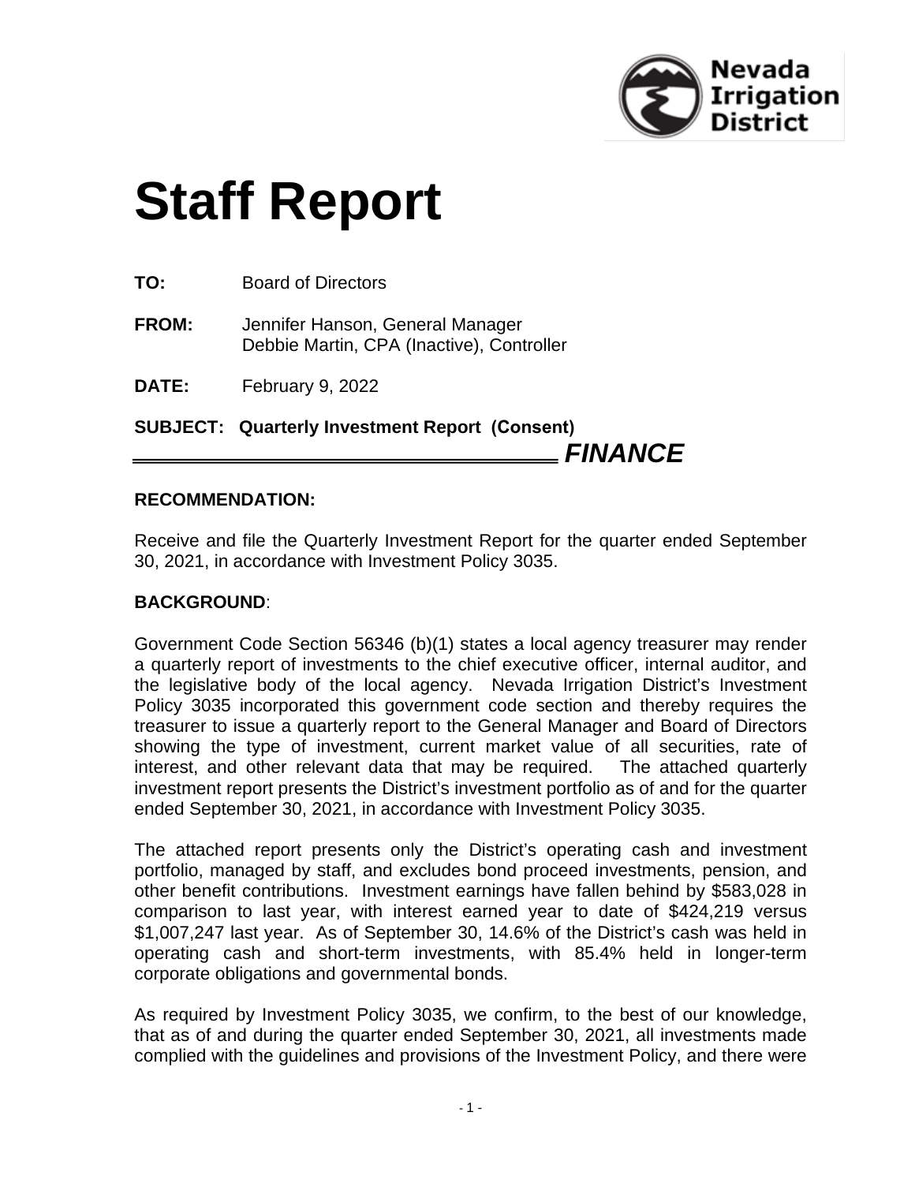Nevada Irrigation District

# Staff Report

**TO:** Board of Directors

**FROM:** Jennifer Hanson, General Manager
Debbie Martin, CPA (Inactive), Controller

**DATE:** February 9, 2022

**SUBJECT: Quarterly Investment Report (Consent)**

***FINANCE***

## RECOMMENDATION:

Receive and file the Quarterly Investment Report for the quarter ended September 30, 2021, in accordance with Investment Policy 3035.

## BACKGROUND:

Government Code Section 56346 (b)(1) states a local agency treasurer may render a quarterly report of investments to the chief executive officer, internal auditor, and the legislative body of the local agency. Nevada Irrigation District's Investment Policy 3035 incorporated this government code section and thereby requires the treasurer to issue a quarterly report to the General Manager and Board of Directors showing the type of investment, current market value of all securities, rate of interest, and other relevant data that may be required. The attached quarterly investment report presents the District's investment portfolio as of and for the quarter ended September 30, 2021, in accordance with Investment Policy 3035.

The attached report presents only the District's operating cash and investment portfolio, managed by staff, and excludes bond proceed investments, pension, and other benefit contributions. Investment earnings have fallen behind by $583,028 in comparison to last year, with interest earned year to date of $424,219 versus $1,007,247 last year. As of September 30, 14.6% of the District's cash was held in operating cash and short-term investments, with 85.4% held in longer-term corporate obligations and governmental bonds.

As required by Investment Policy 3035, we confirm, to the best of our knowledge, that as of and during the quarter ended September 30, 2021, all investments made complied with the guidelines and provisions of the Investment Policy, and there were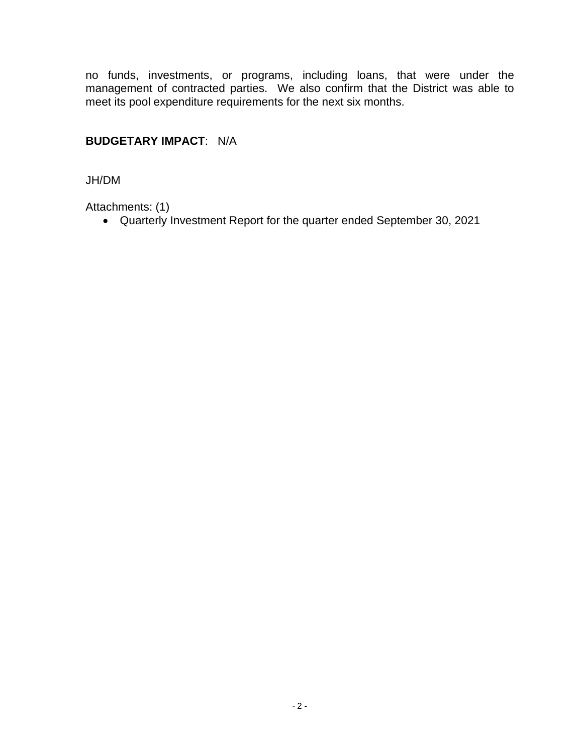no funds, investments, or programs, including loans, that were under the management of contracted parties. We also confirm that the District was able to meet its pool expenditure requirements for the next six months.

**BUDGETARY IMPACT**: N/A

JH/DM

Attachments: (1)

- Quarterly Investment Report for the quarter ended September 30, 2021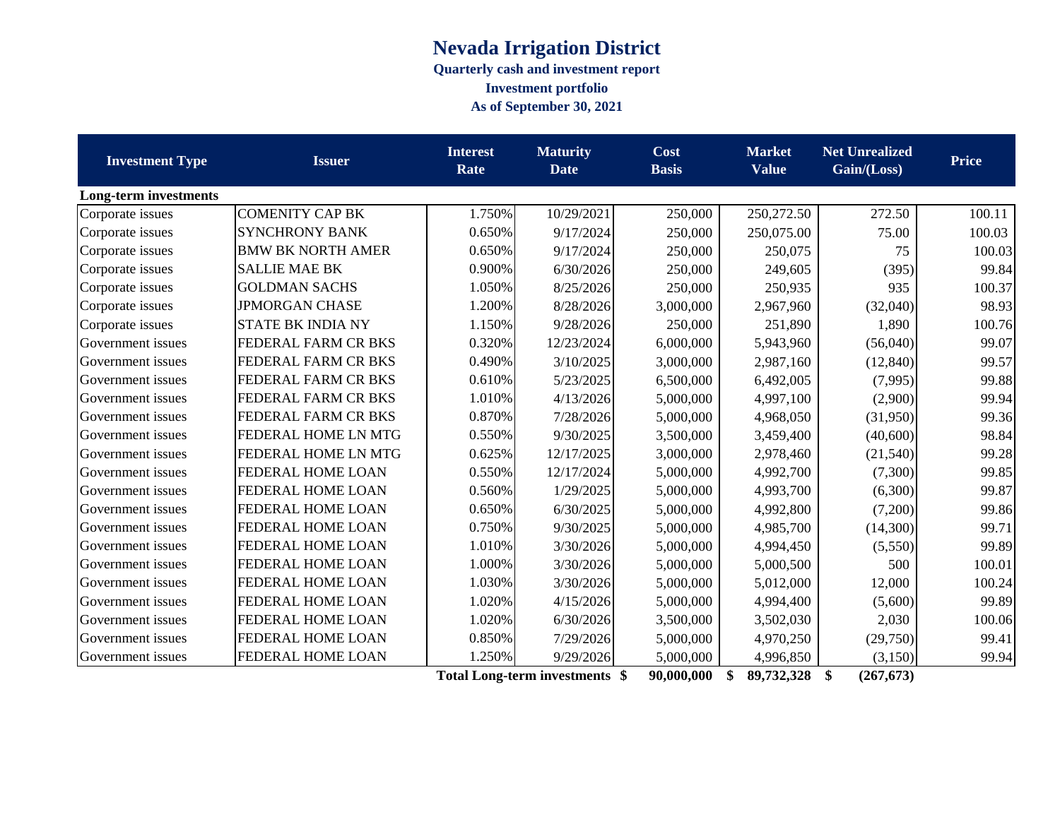# Nevada Irrigation District

**Quarterly cash and investment report**

**Investment portfolio**

**As of September 30, 2021**

| Investment Type | Issuer | Interest Rate | Maturity Date | Cost Basis | Market Value | Net Unrealized Gain/(Loss) | Price |
|---|---|---|---|---|---|---|---|
| **Long-term investments** | | | | | | | |
| Corporate issues | COMENITY CAP BK | 1.750% | 10/29/2021 | 250,000 | 250,272.50 | 272.50 | 100.11 |
| Corporate issues | SYNCHRONY BANK | 0.650% | 9/17/2024 | 250,000 | 250,075.00 | 75.00 | 100.03 |
| Corporate issues | BMW BK NORTH AMER | 0.650% | 9/17/2024 | 250,000 | 250,075 | 75 | 100.03 |
| Corporate issues | SALLIE MAE BK | 0.900% | 6/30/2026 | 250,000 | 249,605 | (395) | 99.84 |
| Corporate issues | GOLDMAN SACHS | 1.050% | 8/25/2026 | 250,000 | 250,935 | 935 | 100.37 |
| Corporate issues | JPMORGAN CHASE | 1.200% | 8/28/2026 | 3,000,000 | 2,967,960 | (32,040) | 98.93 |
| Corporate issues | STATE BK INDIA NY | 1.150% | 9/28/2026 | 250,000 | 251,890 | 1,890 | 100.76 |
| Government issues | FEDERAL FARM CR BKS | 0.320% | 12/23/2024 | 6,000,000 | 5,943,960 | (56,040) | 99.07 |
| Government issues | FEDERAL FARM CR BKS | 0.490% | 3/10/2025 | 3,000,000 | 2,987,160 | (12,840) | 99.57 |
| Government issues | FEDERAL FARM CR BKS | 0.610% | 5/23/2025 | 6,500,000 | 6,492,005 | (7,995) | 99.88 |
| Government issues | FEDERAL FARM CR BKS | 1.010% | 4/13/2026 | 5,000,000 | 4,997,100 | (2,900) | 99.94 |
| Government issues | FEDERAL FARM CR BKS | 0.870% | 7/28/2026 | 5,000,000 | 4,968,050 | (31,950) | 99.36 |
| Government issues | FEDERAL HOME LN MTG | 0.550% | 9/30/2025 | 3,500,000 | 3,459,400 | (40,600) | 98.84 |
| Government issues | FEDERAL HOME LN MTG | 0.625% | 12/17/2025 | 3,000,000 | 2,978,460 | (21,540) | 99.28 |
| Government issues | FEDERAL HOME LOAN | 0.550% | 12/17/2024 | 5,000,000 | 4,992,700 | (7,300) | 99.85 |
| Government issues | FEDERAL HOME LOAN | 0.560% | 1/29/2025 | 5,000,000 | 4,993,700 | (6,300) | 99.87 |
| Government issues | FEDERAL HOME LOAN | 0.650% | 6/30/2025 | 5,000,000 | 4,992,800 | (7,200) | 99.86 |
| Government issues | FEDERAL HOME LOAN | 0.750% | 9/30/2025 | 5,000,000 | 4,985,700 | (14,300) | 99.71 |
| Government issues | FEDERAL HOME LOAN | 1.010% | 3/30/2026 | 5,000,000 | 4,994,450 | (5,550) | 99.89 |
| Government issues | FEDERAL HOME LOAN | 1.000% | 3/30/2026 | 5,000,000 | 5,000,500 | 500 | 100.01 |
| Government issues | FEDERAL HOME LOAN | 1.030% | 3/30/2026 | 5,000,000 | 5,012,000 | 12,000 | 100.24 |
| Government issues | FEDERAL HOME LOAN | 1.020% | 4/15/2026 | 5,000,000 | 4,994,400 | (5,600) | 99.89 |
| Government issues | FEDERAL HOME LOAN | 1.020% | 6/30/2026 | 3,500,000 | 3,502,030 | 2,030 | 100.06 |
| Government issues | FEDERAL HOME LOAN | 0.850% | 7/29/2026 | 5,000,000 | 4,970,250 | (29,750) | 99.41 |
| Government issues | FEDERAL HOME LOAN | 1.250% | 9/29/2026 | 5,000,000 | 4,996,850 | (3,150) | 99.94 |
| | | **Total Long-term investments** | | **$ 90,000,000** | **$ 89,732,328** | **$ (267,673)** | |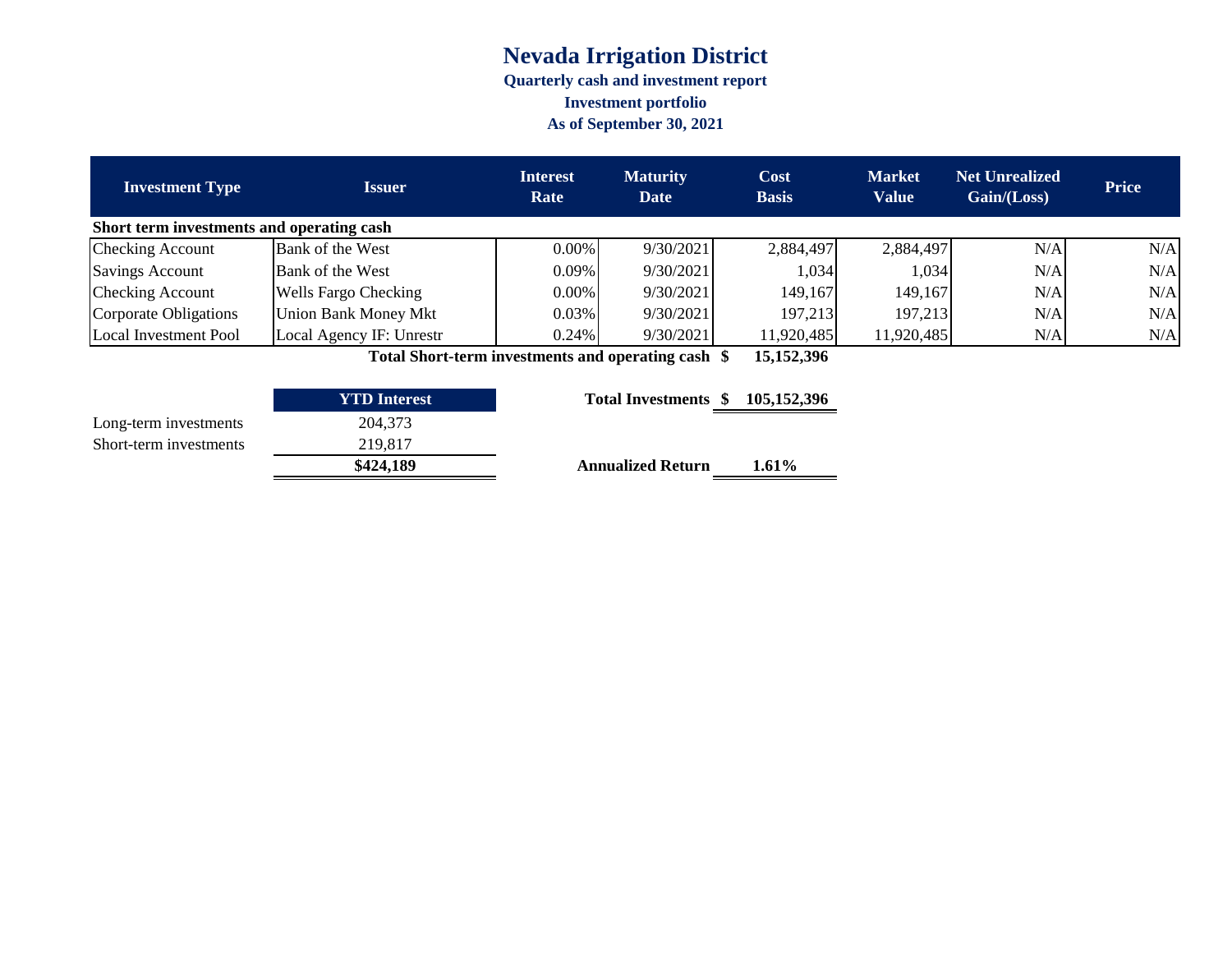# Nevada Irrigation District

**Quarterly cash and investment report**

**Investment portfolio**

**As of September 30, 2021**

| Investment Type | Issuer | Interest Rate | Maturity Date | Cost Basis | Market Value | Net Unrealized Gain/(Loss) | Price |
|---|---|---|---|---|---|---|---|
| **Short term investments and operating cash** | | | | | | | |
| Checking Account | Bank of the West | 0.00% | 9/30/2021 | 2,884,497 | 2,884,497 | N/A | N/A |
| Savings Account | Bank of the West | 0.09% | 9/30/2021 | 1,034 | 1,034 | N/A | N/A |
| Checking Account | Wells Fargo Checking | 0.00% | 9/30/2021 | 149,167 | 149,167 | N/A | N/A |
| Corporate Obligations | Union Bank Money Mkt | 0.03% | 9/30/2021 | 197,213 | 197,213 | N/A | N/A |
| Local Investment Pool | Local Agency IF: Unrestr | 0.24% | 9/30/2021 | 11,920,485 | 11,920,485 | N/A | N/A |
| | | | **Total Short-term investments and operating cash $** | **15,152,396** | | | |

| | YTD Interest |
|---|---|
| Long-term investments | 204,373 |
| Short-term investments | 219,817 |
| | **$424,189** |

**Total Investments $ 105,152,396**

**Annualized Return 1.61%**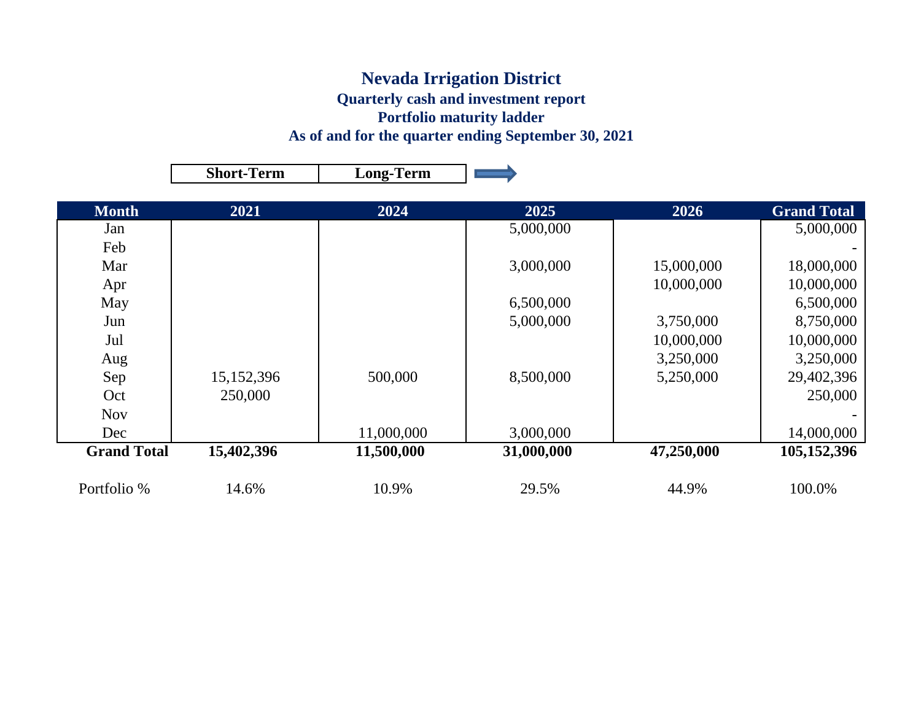# Nevada Irrigation District

## Quarterly cash and investment report

## Portfolio maturity ladder

## As of and for the quarter ending September 30, 2021

| | Short-Term | Long-Term | | | |
|---|---|---|---|---|---|
| **Month** | **2021** | **2024** | **2025** | **2026** | **Grand Total** |
| Jan | | | 5,000,000 | | 5,000,000 |
| Feb | | | | | - |
| Mar | | | 3,000,000 | 15,000,000 | 18,000,000 |
| Apr | | | | 10,000,000 | 10,000,000 |
| May | | | 6,500,000 | | 6,500,000 |
| Jun | | | 5,000,000 | 3,750,000 | 8,750,000 |
| Jul | | | | 10,000,000 | 10,000,000 |
| Aug | | | | 3,250,000 | 3,250,000 |
| Sep | 15,152,396 | 500,000 | 8,500,000 | 5,250,000 | 29,402,396 |
| Oct | 250,000 | | | | 250,000 |
| Nov | | | | | - |
| Dec | | 11,000,000 | 3,000,000 | | 14,000,000 |
| **Grand Total** | **15,402,396** | **11,500,000** | **31,000,000** | **47,250,000** | **105,152,396** |
| Portfolio % | 14.6% | 10.9% | 29.5% | 44.9% | 100.0% |